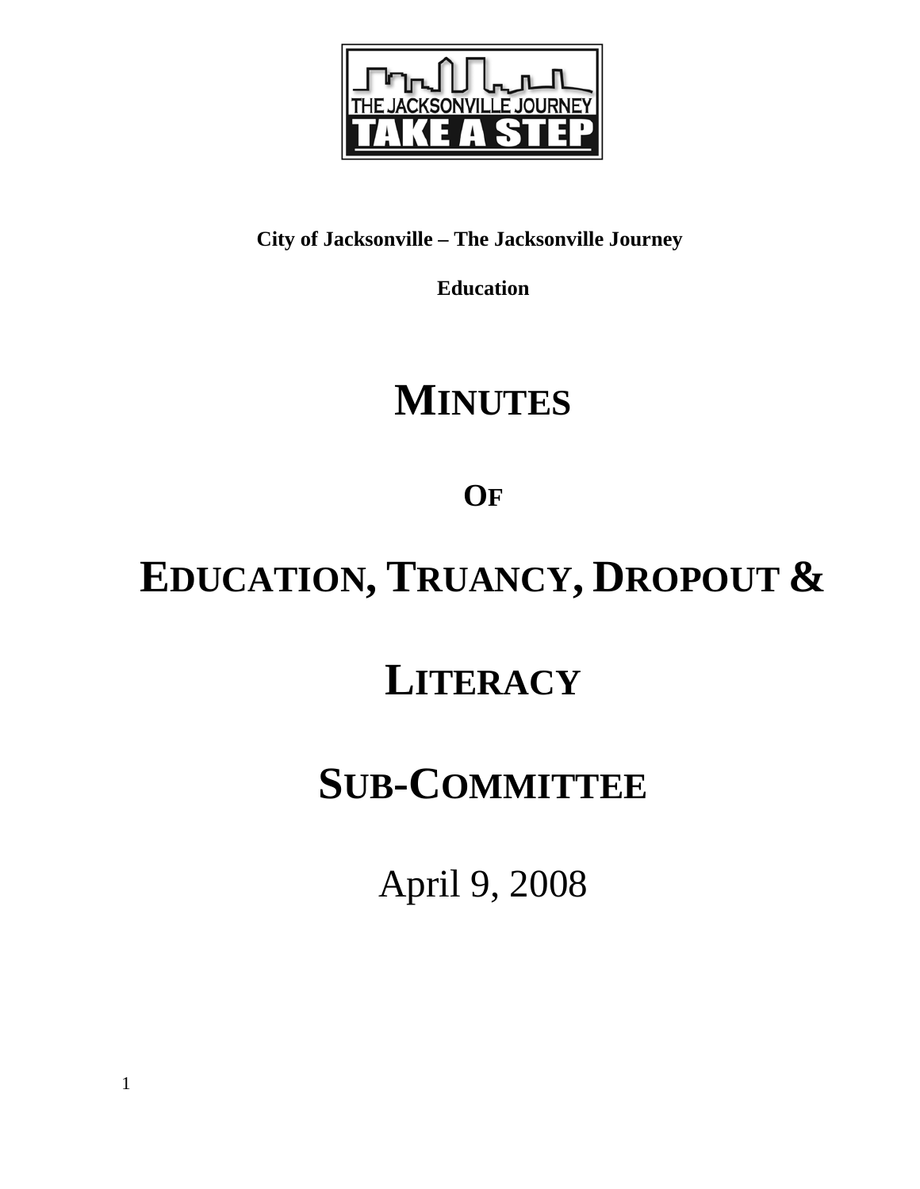**City of Jacksonville – The Jacksonville Journey**

**Education**

# MINUTES

## OF

# EDUCATION, TRUANCY, DROPOUT & LITERACY SUB-COMMITTEE

April 9, 2008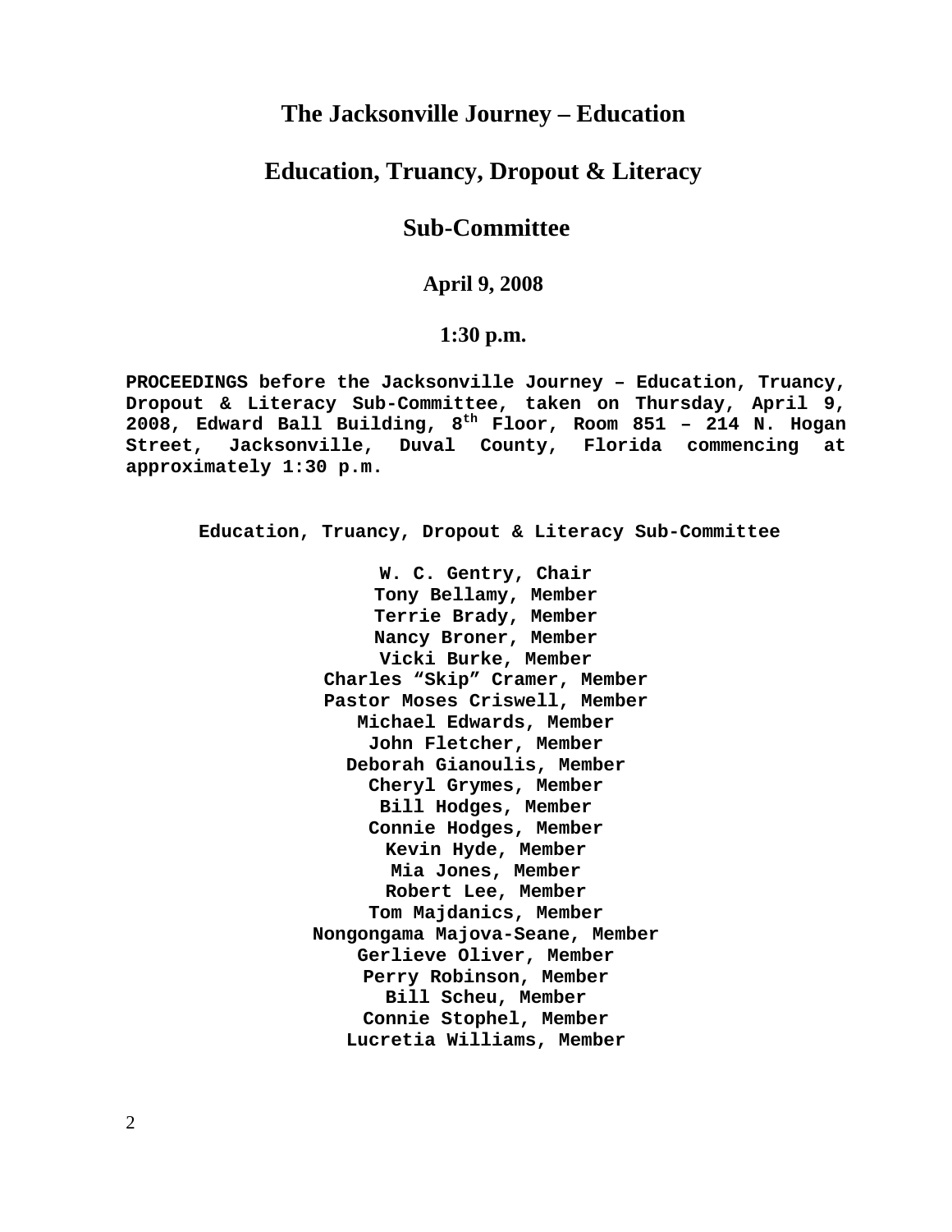# The Jacksonville Journey – Education

## Education, Truancy, Dropout & Literacy

## Sub-Committee

### April 9, 2008

### 1:30 p.m.

**PROCEEDINGS before the Jacksonville Journey – Education, Truancy, Dropout & Literacy Sub-Committee, taken on Thursday, April 9, 2008, Edward Ball Building, 8th Floor, Room 851 – 214 N. Hogan Street, Jacksonville, Duval County, Florida commencing at approximately 1:30 p.m.**

**Education, Truancy, Dropout & Literacy Sub-Committee**

**W. C. Gentry, Chair**
**Tony Bellamy, Member**
**Terrie Brady, Member**
**Nancy Broner, Member**
**Vicki Burke, Member**
**Charles "Skip" Cramer, Member**
**Pastor Moses Criswell, Member**
**Michael Edwards, Member**
**John Fletcher, Member**
**Deborah Gianoulis, Member**
**Cheryl Grymes, Member**
**Bill Hodges, Member**
**Connie Hodges, Member**
**Kevin Hyde, Member**
**Mia Jones, Member**
**Robert Lee, Member**
**Tom Majdanics, Member**
**Nongongama Majova-Seane, Member**
**Gerlieve Oliver, Member**
**Perry Robinson, Member**
**Bill Scheu, Member**
**Connie Stophel, Member**
**Lucretia Williams, Member**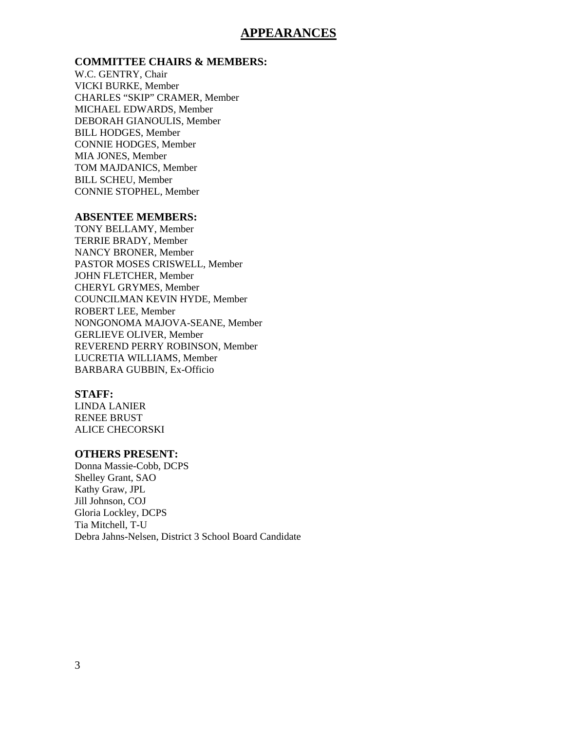# APPEARANCES

**COMMITTEE CHAIRS & MEMBERS:**

W.C. GENTRY, Chair
VICKI BURKE, Member
CHARLES "SKIP" CRAMER, Member
MICHAEL EDWARDS, Member
DEBORAH GIANOULIS, Member
BILL HODGES, Member
CONNIE HODGES, Member
MIA JONES, Member
TOM MAJDANICS, Member
BILL SCHEU, Member
CONNIE STOPHEL, Member

**ABSENTEE MEMBERS:**

TONY BELLAMY, Member
TERRIE BRADY, Member
NANCY BRONER, Member
PASTOR MOSES CRISWELL, Member
JOHN FLETCHER, Member
CHERYL GRYMES, Member
COUNCILMAN KEVIN HYDE, Member
ROBERT LEE, Member
NONGONOMA MAJOVA-SEANE, Member
GERLIEVE OLIVER, Member
REVEREND PERRY ROBINSON, Member
LUCRETIA WILLIAMS, Member
BARBARA GUBBIN, Ex-Officio

**STAFF:**

LINDA LANIER
RENEE BRUST
ALICE CHECORSKI

**OTHERS PRESENT:**

Donna Massie-Cobb, DCPS
Shelley Grant, SAO
Kathy Graw, JPL
Jill Johnson, COJ
Gloria Lockley, DCPS
Tia Mitchell, T-U
Debra Jahns-Nelsen, District 3 School Board Candidate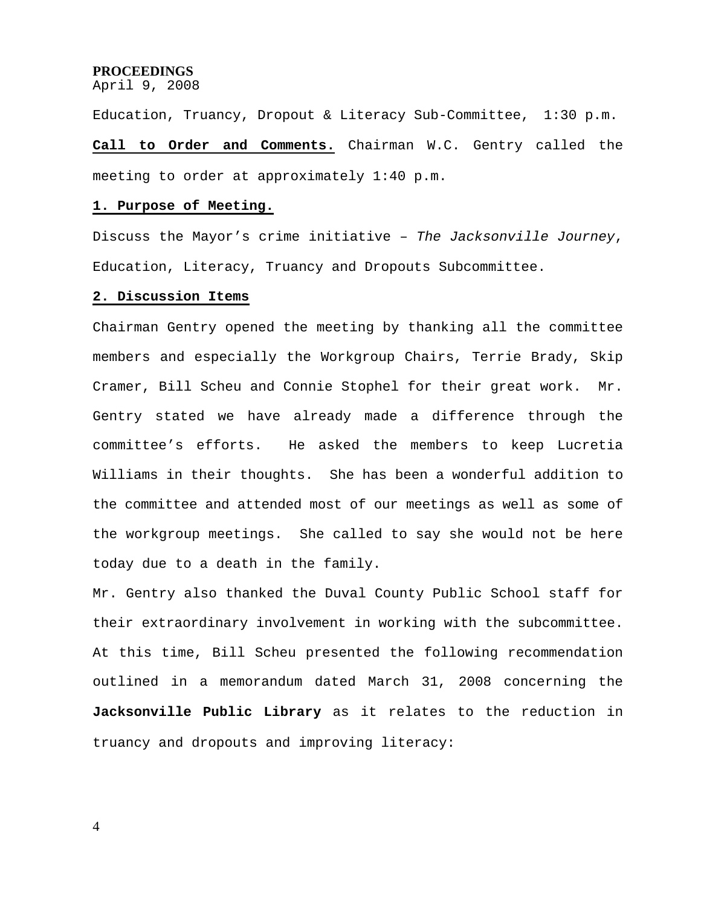**PROCEEDINGS**
April 9, 2008

Education, Truancy, Dropout & Literacy Sub-Committee, 1:30 p.m.

**Call to Order and Comments.** Chairman W.C. Gentry called the meeting to order at approximately 1:40 p.m.

**1. Purpose of Meeting.**

Discuss the Mayor's crime initiative – *The Jacksonville Journey*, Education, Literacy, Truancy and Dropouts Subcommittee.

**2. Discussion Items**

Chairman Gentry opened the meeting by thanking all the committee members and especially the Workgroup Chairs, Terrie Brady, Skip Cramer, Bill Scheu and Connie Stophel for their great work. Mr. Gentry stated we have already made a difference through the committee's efforts. He asked the members to keep Lucretia Williams in their thoughts. She has been a wonderful addition to the committee and attended most of our meetings as well as some of the workgroup meetings. She called to say she would not be here today due to a death in the family.

Mr. Gentry also thanked the Duval County Public School staff for their extraordinary involvement in working with the subcommittee. At this time, Bill Scheu presented the following recommendation outlined in a memorandum dated March 31, 2008 concerning the **Jacksonville Public Library** as it relates to the reduction in truancy and dropouts and improving literacy: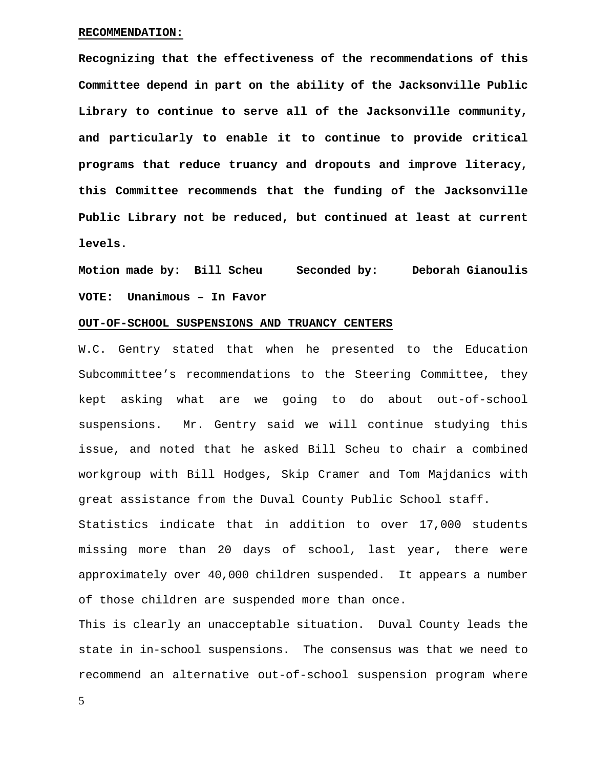**RECOMMENDATION:**

**Recognizing that the effectiveness of the recommendations of this Committee depend in part on the ability of the Jacksonville Public Library to continue to serve all of the Jacksonville community, and particularly to enable it to continue to provide critical programs that reduce truancy and dropouts and improve literacy, this Committee recommends that the funding of the Jacksonville Public Library not be reduced, but continued at least at current levels.**

**Motion made by: Bill Scheu Seconded by: Deborah Gianoulis**

**VOTE: Unanimous – In Favor**

**OUT-OF-SCHOOL SUSPENSIONS AND TRUANCY CENTERS**

W.C. Gentry stated that when he presented to the Education Subcommittee's recommendations to the Steering Committee, they kept asking what are we going to do about out-of-school suspensions. Mr. Gentry said we will continue studying this issue, and noted that he asked Bill Scheu to chair a combined workgroup with Bill Hodges, Skip Cramer and Tom Majdanics with great assistance from the Duval County Public School staff.

Statistics indicate that in addition to over 17,000 students missing more than 20 days of school, last year, there were approximately over 40,000 children suspended. It appears a number of those children are suspended more than once.

This is clearly an unacceptable situation. Duval County leads the state in in-school suspensions. The consensus was that we need to recommend an alternative out-of-school suspension program where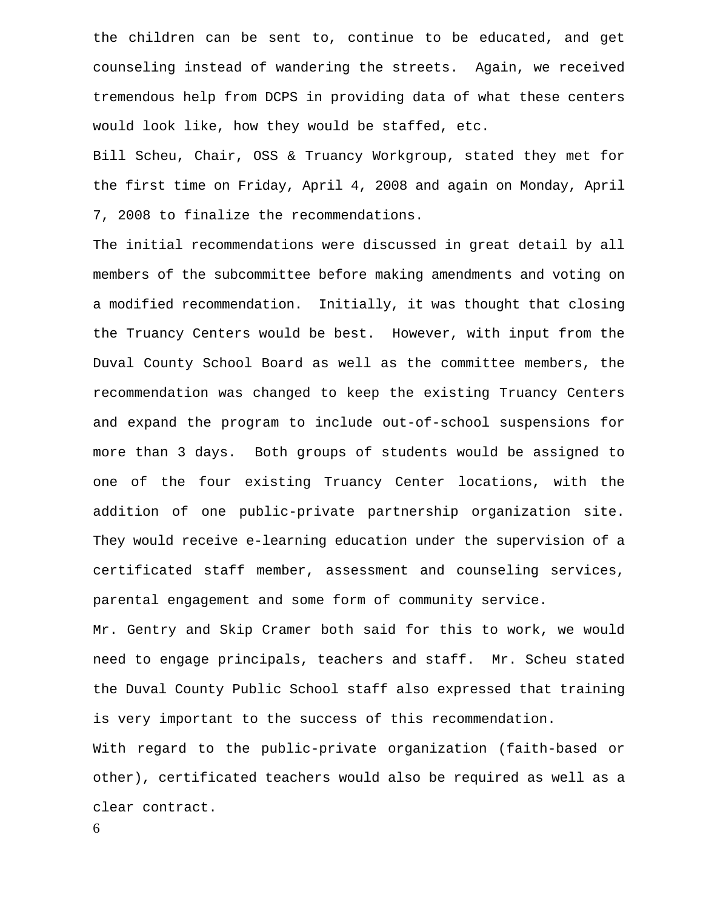the children can be sent to, continue to be educated, and get counseling instead of wandering the streets. Again, we received tremendous help from DCPS in providing data of what these centers would look like, how they would be staffed, etc.

Bill Scheu, Chair, OSS & Truancy Workgroup, stated they met for the first time on Friday, April 4, 2008 and again on Monday, April 7, 2008 to finalize the recommendations.

The initial recommendations were discussed in great detail by all members of the subcommittee before making amendments and voting on a modified recommendation. Initially, it was thought that closing the Truancy Centers would be best. However, with input from the Duval County School Board as well as the committee members, the recommendation was changed to keep the existing Truancy Centers and expand the program to include out-of-school suspensions for more than 3 days. Both groups of students would be assigned to one of the four existing Truancy Center locations, with the addition of one public-private partnership organization site. They would receive e-learning education under the supervision of a certificated staff member, assessment and counseling services, parental engagement and some form of community service.

Mr. Gentry and Skip Cramer both said for this to work, we would need to engage principals, teachers and staff. Mr. Scheu stated the Duval County Public School staff also expressed that training is very important to the success of this recommendation.

With regard to the public-private organization (faith-based or other), certificated teachers would also be required as well as a clear contract.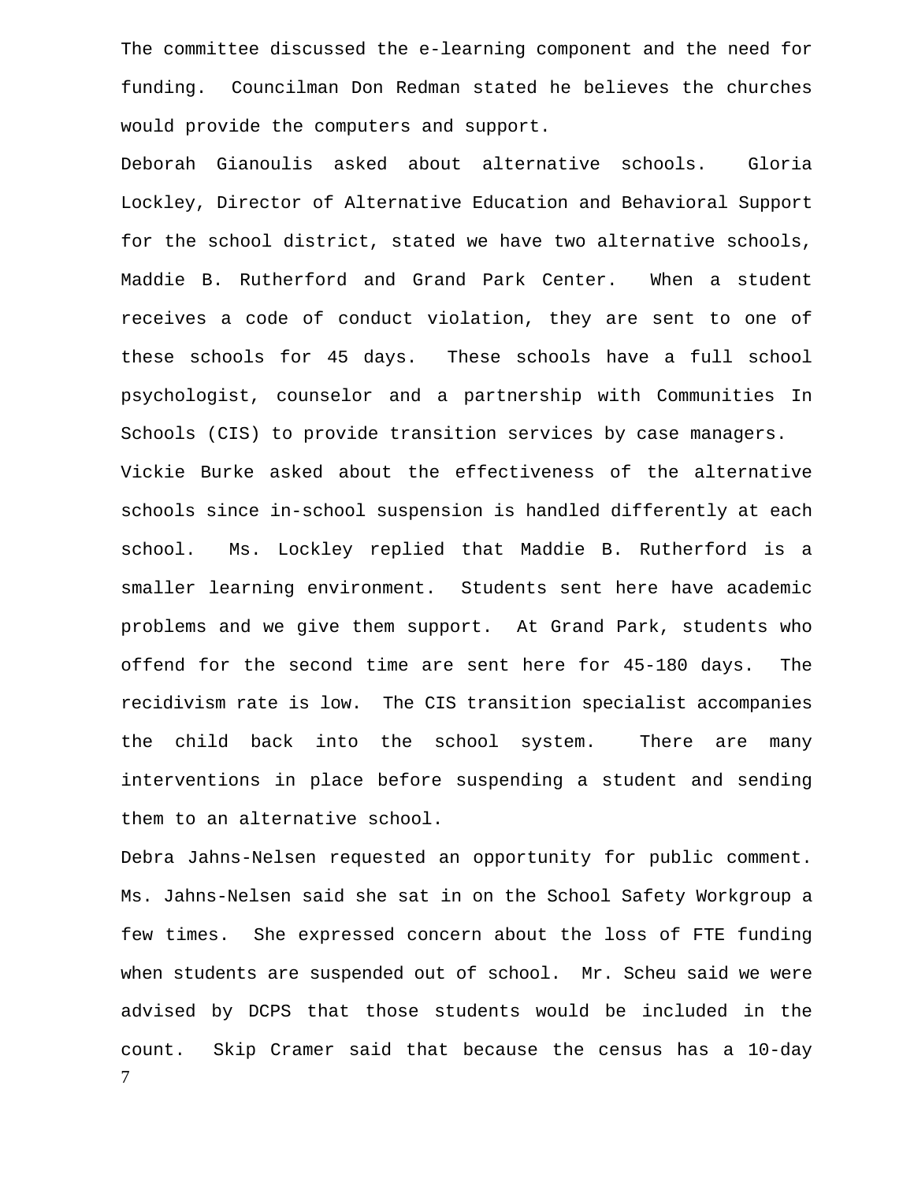The committee discussed the e-learning component and the need for funding. Councilman Don Redman stated he believes the churches would provide the computers and support.

Deborah Gianoulis asked about alternative schools. Gloria Lockley, Director of Alternative Education and Behavioral Support for the school district, stated we have two alternative schools, Maddie B. Rutherford and Grand Park Center. When a student receives a code of conduct violation, they are sent to one of these schools for 45 days. These schools have a full school psychologist, counselor and a partnership with Communities In Schools (CIS) to provide transition services by case managers.

Vickie Burke asked about the effectiveness of the alternative schools since in-school suspension is handled differently at each school. Ms. Lockley replied that Maddie B. Rutherford is a smaller learning environment. Students sent here have academic problems and we give them support. At Grand Park, students who offend for the second time are sent here for 45-180 days. The recidivism rate is low. The CIS transition specialist accompanies the child back into the school system. There are many interventions in place before suspending a student and sending them to an alternative school.

Debra Jahns-Nelsen requested an opportunity for public comment. Ms. Jahns-Nelsen said she sat in on the School Safety Workgroup a few times. She expressed concern about the loss of FTE funding when students are suspended out of school. Mr. Scheu said we were advised by DCPS that those students would be included in the count. Skip Cramer said that because the census has a 10-day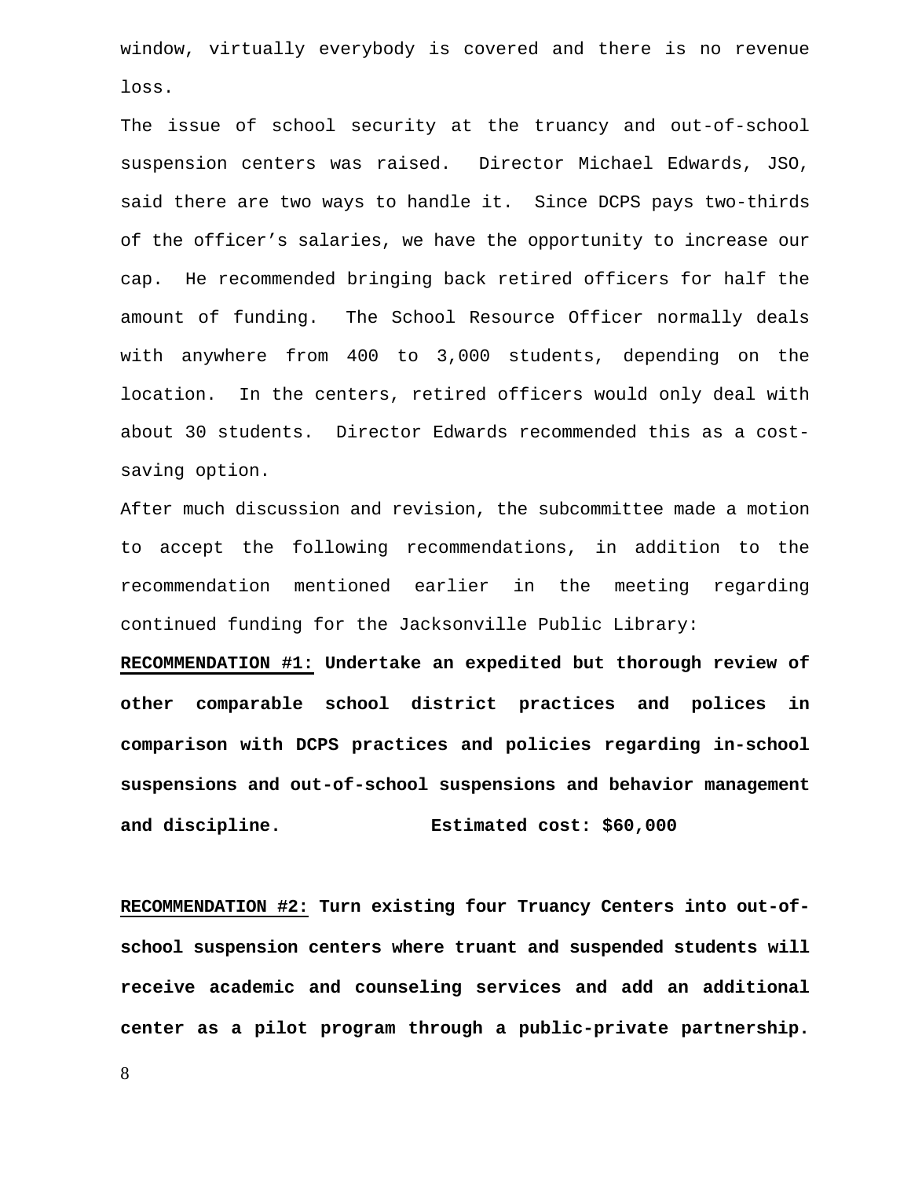window, virtually everybody is covered and there is no revenue loss.

The issue of school security at the truancy and out-of-school suspension centers was raised. Director Michael Edwards, JSO, said there are two ways to handle it. Since DCPS pays two-thirds of the officer's salaries, we have the opportunity to increase our cap. He recommended bringing back retired officers for half the amount of funding. The School Resource Officer normally deals with anywhere from 400 to 3,000 students, depending on the location. In the centers, retired officers would only deal with about 30 students. Director Edwards recommended this as a cost-saving option.

After much discussion and revision, the subcommittee made a motion to accept the following recommendations, in addition to the recommendation mentioned earlier in the meeting regarding continued funding for the Jacksonville Public Library:

**RECOMMENDATION #1: Undertake an expedited but thorough review of other comparable school district practices and polices in comparison with DCPS practices and policies regarding in-school suspensions and out-of-school suspensions and behavior management and discipline. Estimated cost: $60,000**

**RECOMMENDATION #2: Turn existing four Truancy Centers into out-of-school suspension centers where truant and suspended students will receive academic and counseling services and add an additional center as a pilot program through a public-private partnership.**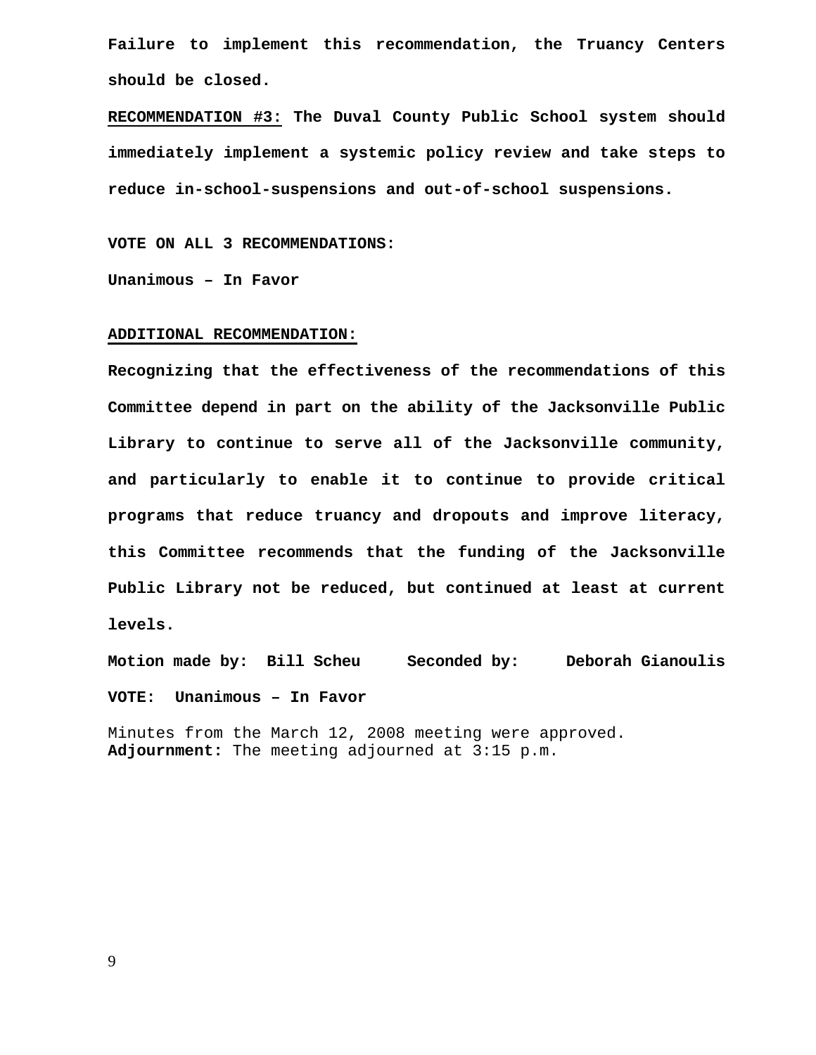**Failure to implement this recommendation, the Truancy Centers should be closed.**

**RECOMMENDATION #3: The Duval County Public School system should immediately implement a systemic policy review and take steps to reduce in-school-suspensions and out-of-school suspensions.**

**VOTE ON ALL 3 RECOMMENDATIONS:**

**Unanimous – In Favor**

**ADDITIONAL RECOMMENDATION:**

**Recognizing that the effectiveness of the recommendations of this Committee depend in part on the ability of the Jacksonville Public Library to continue to serve all of the Jacksonville community, and particularly to enable it to continue to provide critical programs that reduce truancy and dropouts and improve literacy, this Committee recommends that the funding of the Jacksonville Public Library not be reduced, but continued at least at current levels.**

**Motion made by: Bill Scheu Seconded by: Deborah Gianoulis**

**VOTE: Unanimous – In Favor**

Minutes from the March 12, 2008 meeting were approved.
**Adjournment:** The meeting adjourned at 3:15 p.m.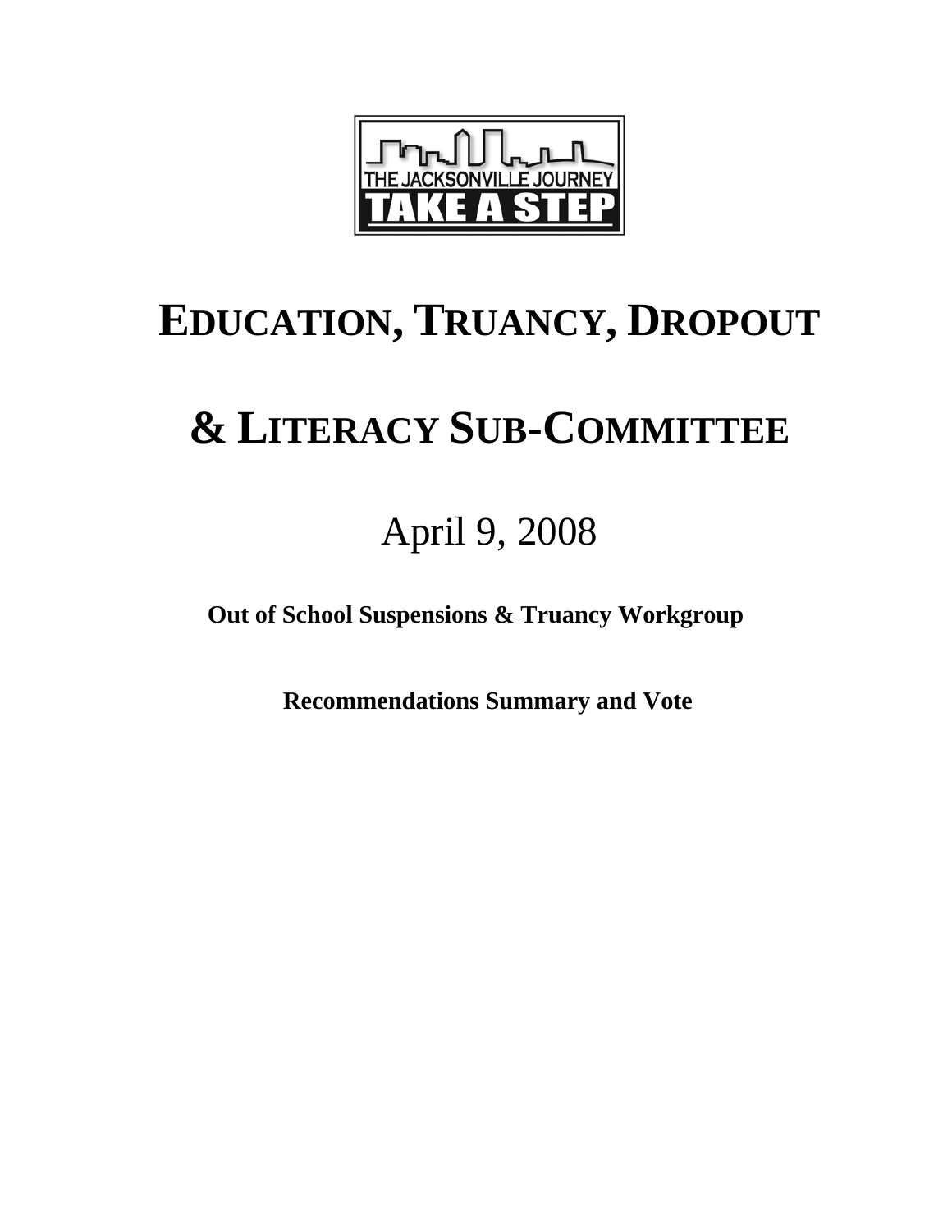THE JACKSONVILLE JOURNEY

TAKE A STEP

# EDUCATION, TRUANCY, DROPOUT

# & LITERACY SUB-COMMITTEE

April 9, 2008

**Out of School Suspensions & Truancy Workgroup**

**Recommendations Summary and Vote**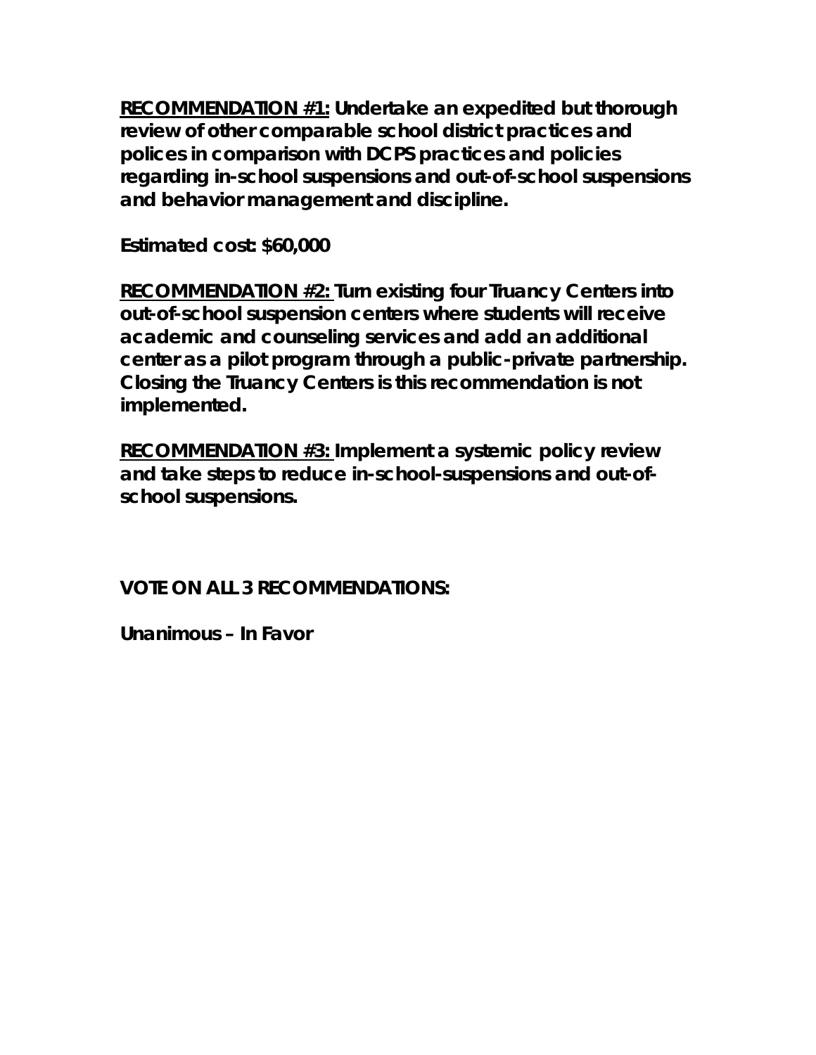**<u>RECOMMENDATION #1:</u> Undertake an expedited but thorough review of other comparable school district practices and polices in comparison with DCPS practices and policies regarding in-school suspensions and out-of-school suspensions and behavior management and discipline.**

**Estimated cost: $60,000**

**<u>RECOMMENDATION #2:</u> Turn existing four Truancy Centers into out-of-school suspension centers where students will receive academic and counseling services and add an additional center as a pilot program through a public-private partnership. Closing the Truancy Centers is this recommendation is not implemented.**

**<u>RECOMMENDATION #3:</u> Implement a systemic policy review and take steps to reduce in-school-suspensions and out-of-school suspensions.**

**VOTE ON ALL 3 RECOMMENDATIONS:**

**Unanimous – In Favor**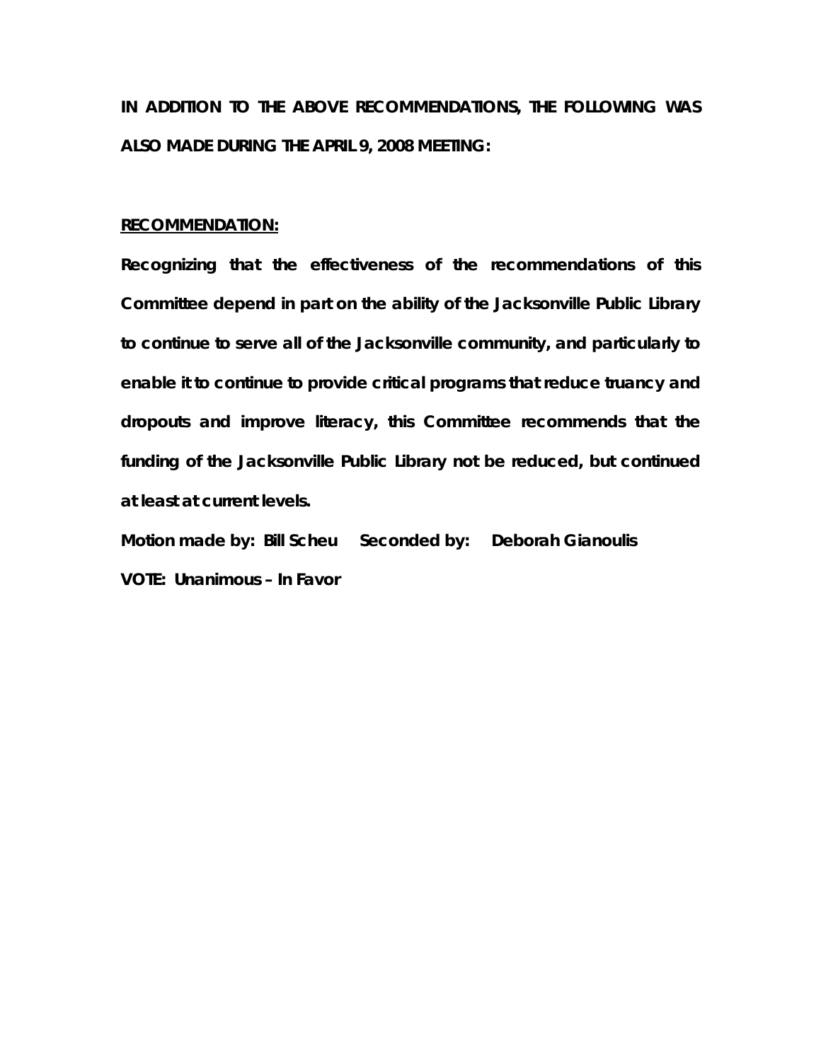**IN ADDITION TO THE ABOVE RECOMMENDATIONS, THE FOLLOWING WAS ALSO MADE DURING THE APRIL 9, 2008 MEETING:**

**RECOMMENDATION:**

**Recognizing that the effectiveness of the recommendations of this Committee depend in part on the ability of the Jacksonville Public Library to continue to serve all of the Jacksonville community, and particularly to enable it to continue to provide critical programs that reduce truancy and dropouts and improve literacy, this Committee recommends that the funding of the Jacksonville Public Library not be reduced, but continued at least at current levels.**

**Motion made by: Bill Scheu  Seconded by:  Deborah Gianoulis**

**VOTE: Unanimous – In Favor**